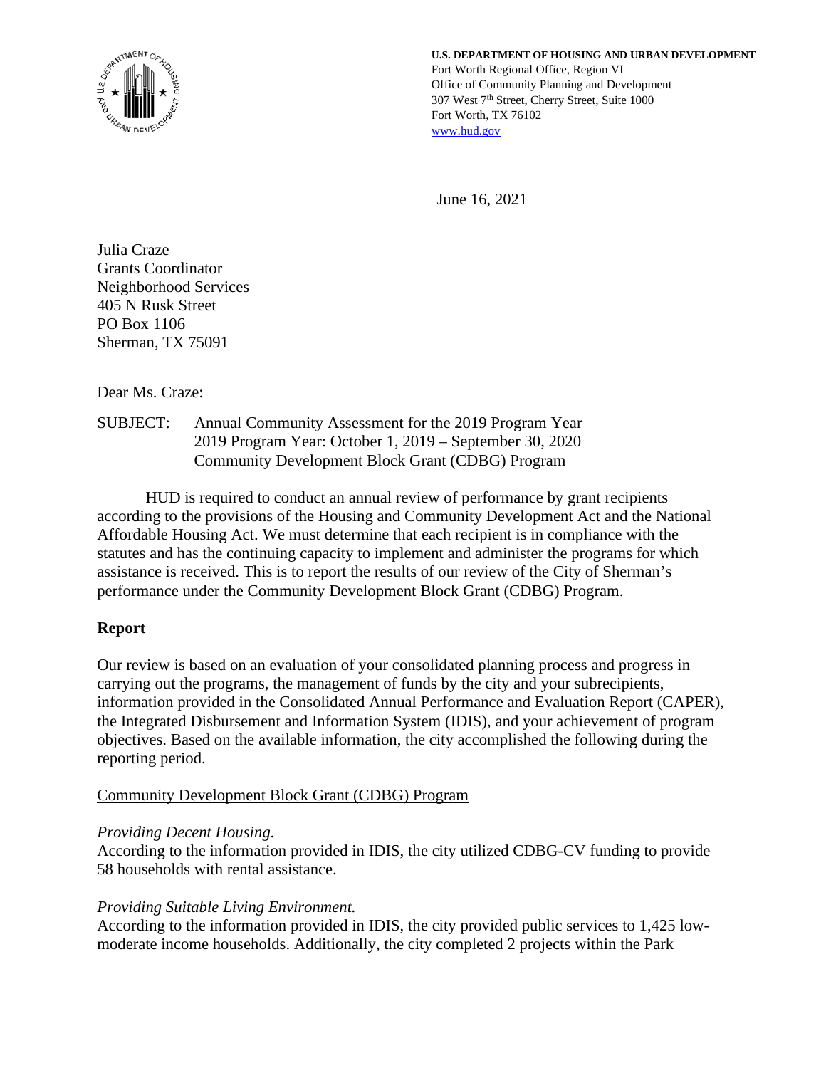**U.S. DEPARTMENT OF HOUSING AND URBAN DEVELOPMENT**
Fort Worth Regional Office, Region VI
Office of Community Planning and Development
307 West 7th Street, Cherry Street, Suite 1000
Fort Worth, TX 76102
www.hud.gov

June 16, 2021

Julia Craze
Grants Coordinator
Neighborhood Services
405 N Rusk Street
PO Box 1106
Sherman, TX 75091

Dear Ms. Craze:

SUBJECT: Annual Community Assessment for the 2019 Program Year
2019 Program Year: October 1, 2019 – September 30, 2020
Community Development Block Grant (CDBG) Program

HUD is required to conduct an annual review of performance by grant recipients according to the provisions of the Housing and Community Development Act and the National Affordable Housing Act. We must determine that each recipient is in compliance with the statutes and has the continuing capacity to implement and administer the programs for which assistance is received. This is to report the results of our review of the City of Sherman's performance under the Community Development Block Grant (CDBG) Program.

## Report

Our review is based on an evaluation of your consolidated planning process and progress in carrying out the programs, the management of funds by the city and your subrecipients, information provided in the Consolidated Annual Performance and Evaluation Report (CAPER), the Integrated Disbursement and Information System (IDIS), and your achievement of program objectives. Based on the available information, the city accomplished the following during the reporting period.

Community Development Block Grant (CDBG) Program

*Providing Decent Housing.*
According to the information provided in IDIS, the city utilized CDBG-CV funding to provide 58 households with rental assistance.

*Providing Suitable Living Environment.*
According to the information provided in IDIS, the city provided public services to 1,425 low-moderate income households. Additionally, the city completed 2 projects within the Park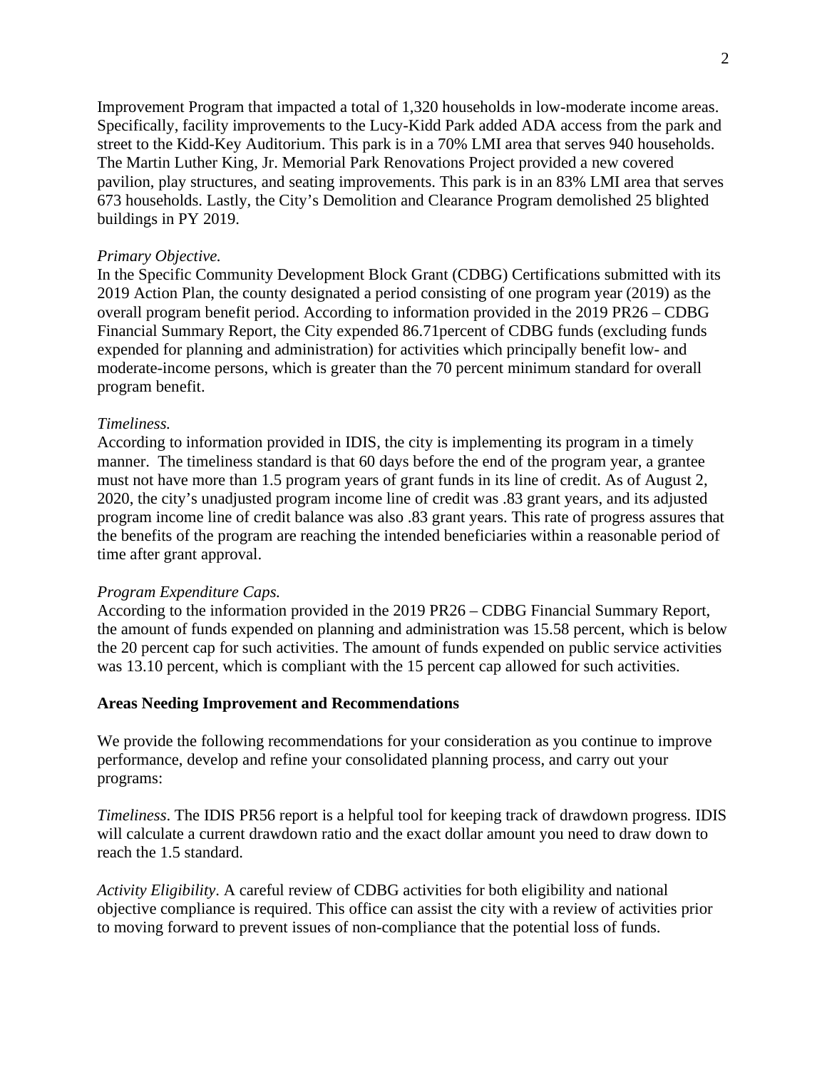Improvement Program that impacted a total of 1,320 households in low-moderate income areas. Specifically, facility improvements to the Lucy-Kidd Park added ADA access from the park and street to the Kidd-Key Auditorium. This park is in a 70% LMI area that serves 940 households. The Martin Luther King, Jr. Memorial Park Renovations Project provided a new covered pavilion, play structures, and seating improvements. This park is in an 83% LMI area that serves 673 households. Lastly, the City's Demolition and Clearance Program demolished 25 blighted buildings in PY 2019.

*Primary Objective.*
In the Specific Community Development Block Grant (CDBG) Certifications submitted with its 2019 Action Plan, the county designated a period consisting of one program year (2019) as the overall program benefit period. According to information provided in the 2019 PR26 – CDBG Financial Summary Report, the City expended 86.71percent of CDBG funds (excluding funds expended for planning and administration) for activities which principally benefit low- and moderate-income persons, which is greater than the 70 percent minimum standard for overall program benefit.

*Timeliness.*
According to information provided in IDIS, the city is implementing its program in a timely manner. The timeliness standard is that 60 days before the end of the program year, a grantee must not have more than 1.5 program years of grant funds in its line of credit. As of August 2, 2020, the city's unadjusted program income line of credit was .83 grant years, and its adjusted program income line of credit balance was also .83 grant years. This rate of progress assures that the benefits of the program are reaching the intended beneficiaries within a reasonable period of time after grant approval.

*Program Expenditure Caps.*
According to the information provided in the 2019 PR26 – CDBG Financial Summary Report, the amount of funds expended on planning and administration was 15.58 percent, which is below the 20 percent cap for such activities. The amount of funds expended on public service activities was 13.10 percent, which is compliant with the 15 percent cap allowed for such activities.

**Areas Needing Improvement and Recommendations**

We provide the following recommendations for your consideration as you continue to improve performance, develop and refine your consolidated planning process, and carry out your programs:

*Timeliness*. The IDIS PR56 report is a helpful tool for keeping track of drawdown progress. IDIS will calculate a current drawdown ratio and the exact dollar amount you need to draw down to reach the 1.5 standard.

*Activity Eligibility*. A careful review of CDBG activities for both eligibility and national objective compliance is required. This office can assist the city with a review of activities prior to moving forward to prevent issues of non-compliance that the potential loss of funds.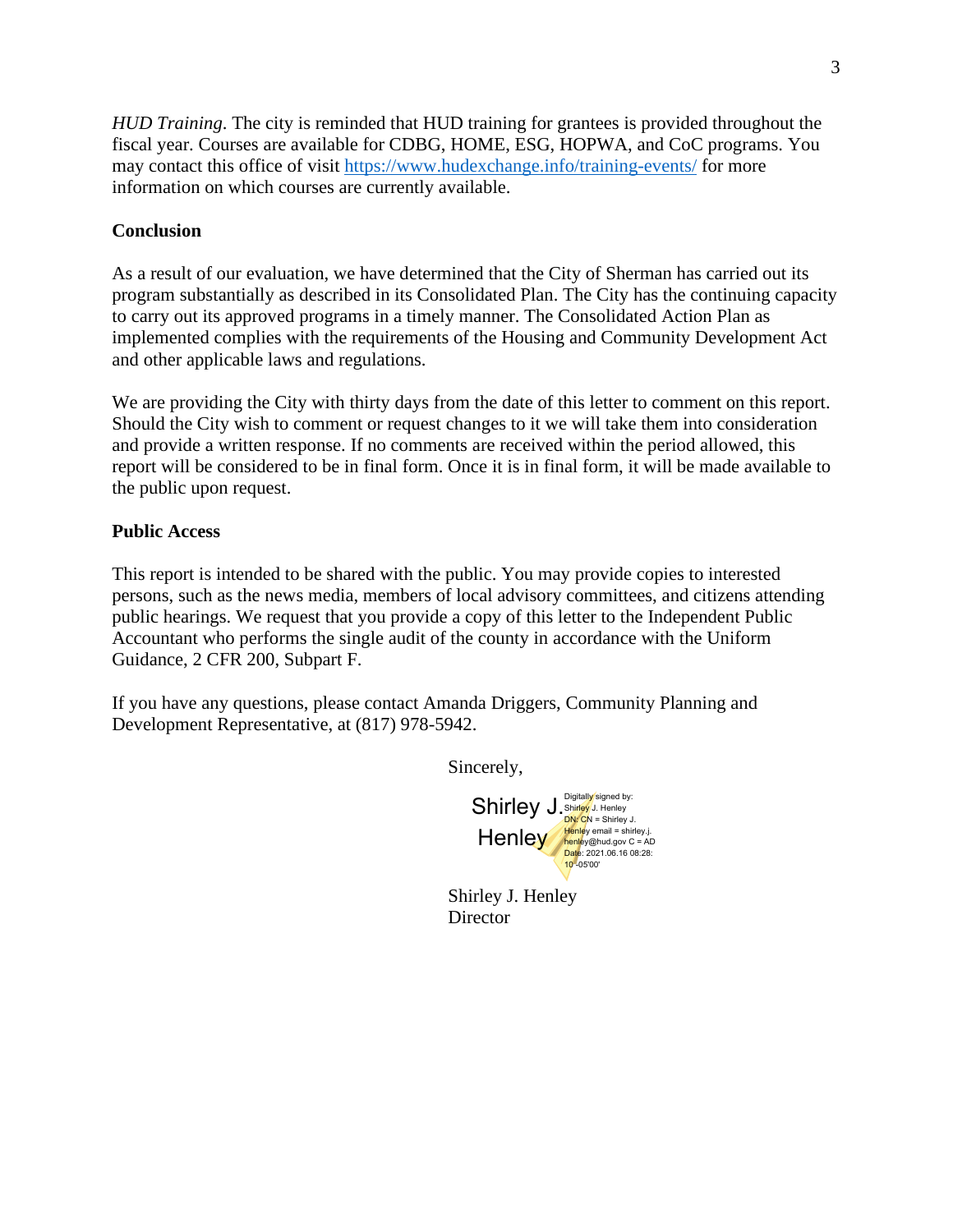*HUD Training*. The city is reminded that HUD training for grantees is provided throughout the fiscal year. Courses are available for CDBG, HOME, ESG, HOPWA, and CoC programs. You may contact this office of visit https://www.hudexchange.info/training-events/ for more information on which courses are currently available.

**Conclusion**

As a result of our evaluation, we have determined that the City of Sherman has carried out its program substantially as described in its Consolidated Plan. The City has the continuing capacity to carry out its approved programs in a timely manner. The Consolidated Action Plan as implemented complies with the requirements of the Housing and Community Development Act and other applicable laws and regulations.

We are providing the City with thirty days from the date of this letter to comment on this report. Should the City wish to comment or request changes to it we will take them into consideration and provide a written response. If no comments are received within the period allowed, this report will be considered to be in final form. Once it is in final form, it will be made available to the public upon request.

**Public Access**

This report is intended to be shared with the public. You may provide copies to interested persons, such as the news media, members of local advisory committees, and citizens attending public hearings. We request that you provide a copy of this letter to the Independent Public Accountant who performs the single audit of the county in accordance with the Uniform Guidance, 2 CFR 200, Subpart F.

If you have any questions, please contact Amanda Driggers, Community Planning and Development Representative, at (817) 978-5942.

Sincerely,

Shirley J. Henley

Digitally signed by: Shirley J. Henley
DN: CN = Shirley J. Henley email = shirley.j.henley@hud.gov C = AD
Date: 2021.06.16 08:28:10 -05'00'

Shirley J. Henley
Director